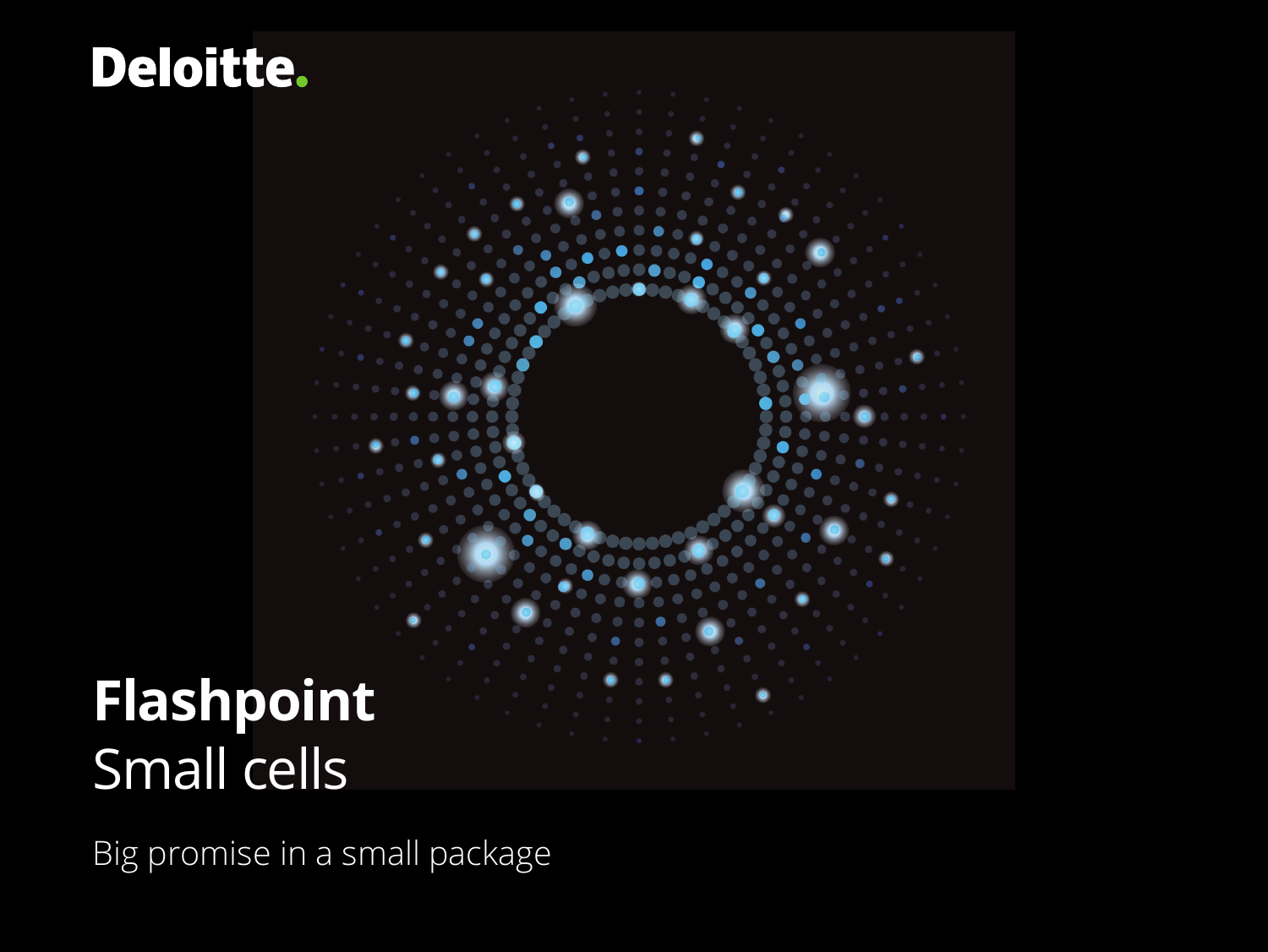Deloitte.

# Flashpoint

## Small cells

Big promise in a small package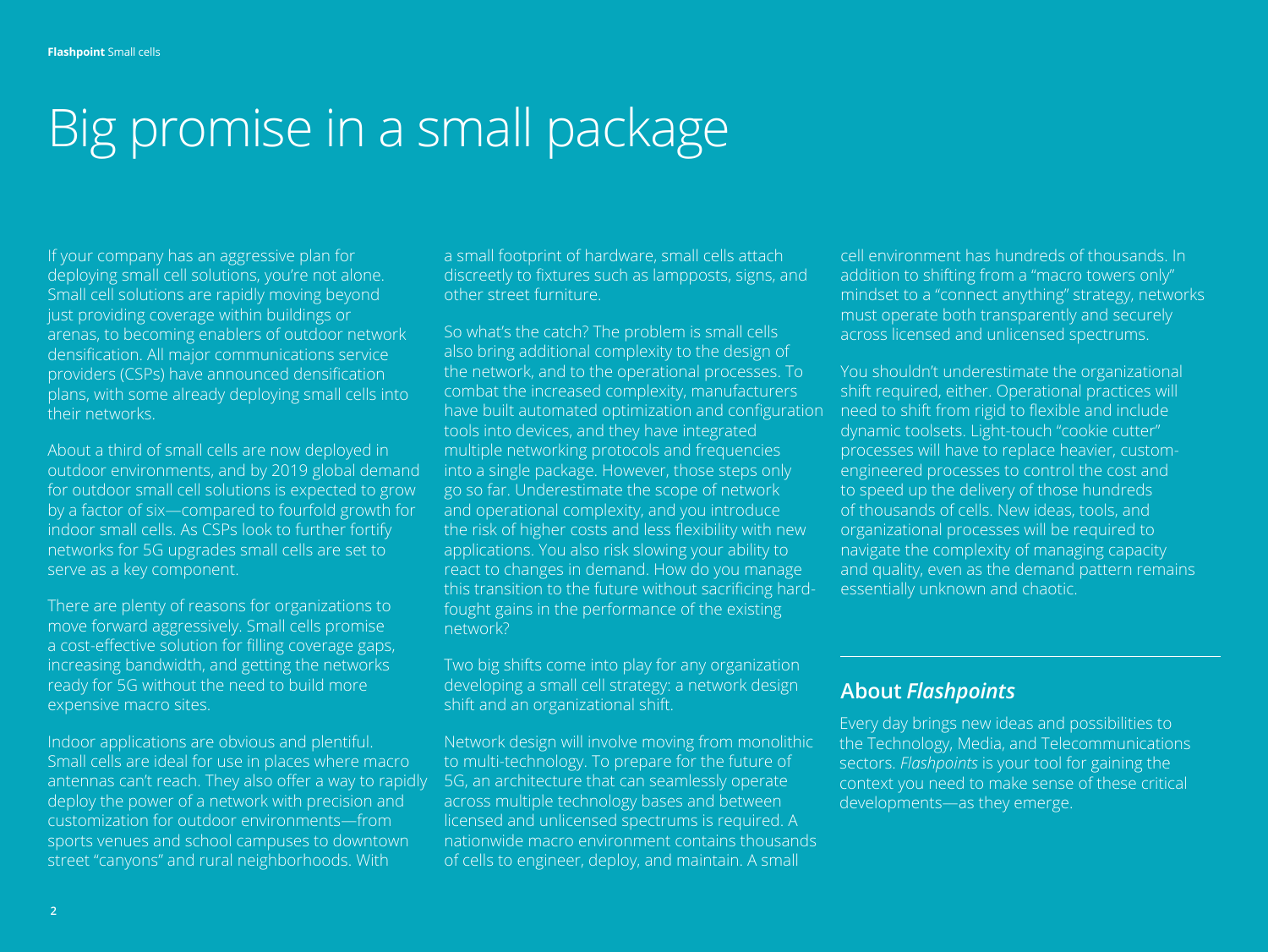# Big promise in a small package

If your company has an aggressive plan for deploying small cell solutions, you're not alone. Small cell solutions are rapidly moving beyond just providing coverage within buildings or arenas, to becoming enablers of outdoor network densification. All major communications service providers (CSPs) have announced densification plans, with some already deploying small cells into their networks.

About a third of small cells are now deployed in outdoor environments, and by 2019 global demand for outdoor small cell solutions is expected to grow by a factor of six—compared to fourfold growth for indoor small cells. As CSPs look to further fortify networks for 5G upgrades small cells are set to serve as a key component.

There are plenty of reasons for organizations to move forward aggressively. Small cells promise a cost-effective solution for filling coverage gaps, increasing bandwidth, and getting the networks ready for 5G without the need to build more expensive macro sites.

Indoor applications are obvious and plentiful. Small cells are ideal for use in places where macro antennas can't reach. They also offer a way to rapidly deploy the power of a network with precision and customization for outdoor environments—from sports venues and school campuses to downtown street "canyons" and rural neighborhoods. With a small footprint of hardware, small cells attach discreetly to fixtures such as lampposts, signs, and other street furniture.

So what's the catch? The problem is small cells also bring additional complexity to the design of the network, and to the operational processes. To combat the increased complexity, manufacturers have built automated optimization and configuration tools into devices, and they have integrated multiple networking protocols and frequencies into a single package. However, those steps only go so far. Underestimate the scope of network and operational complexity, and you introduce the risk of higher costs and less flexibility with new applications. You also risk slowing your ability to react to changes in demand. How do you manage this transition to the future without sacrificing hard-fought gains in the performance of the existing network?

Two big shifts come into play for any organization developing a small cell strategy: a network design shift and an organizational shift.

Network design will involve moving from monolithic to multi-technology. To prepare for the future of 5G, an architecture that can seamlessly operate across multiple technology bases and between licensed and unlicensed spectrums is required. A nationwide macro environment contains thousands of cells to engineer, deploy, and maintain. A small cell environment has hundreds of thousands. In addition to shifting from a "macro towers only" mindset to a "connect anything" strategy, networks must operate both transparently and securely across licensed and unlicensed spectrums.

You shouldn't underestimate the organizational shift required, either. Operational practices will need to shift from rigid to flexible and include dynamic toolsets. Light-touch "cookie cutter" processes will have to replace heavier, custom-engineered processes to control the cost and to speed up the delivery of those hundreds of thousands of cells. New ideas, tools, and organizational processes will be required to navigate the complexity of managing capacity and quality, even as the demand pattern remains essentially unknown and chaotic.

## About *Flashpoints*

Every day brings new ideas and possibilities to the Technology, Media, and Telecommunications sectors. *Flashpoints* is your tool for gaining the context you need to make sense of these critical developments—as they emerge.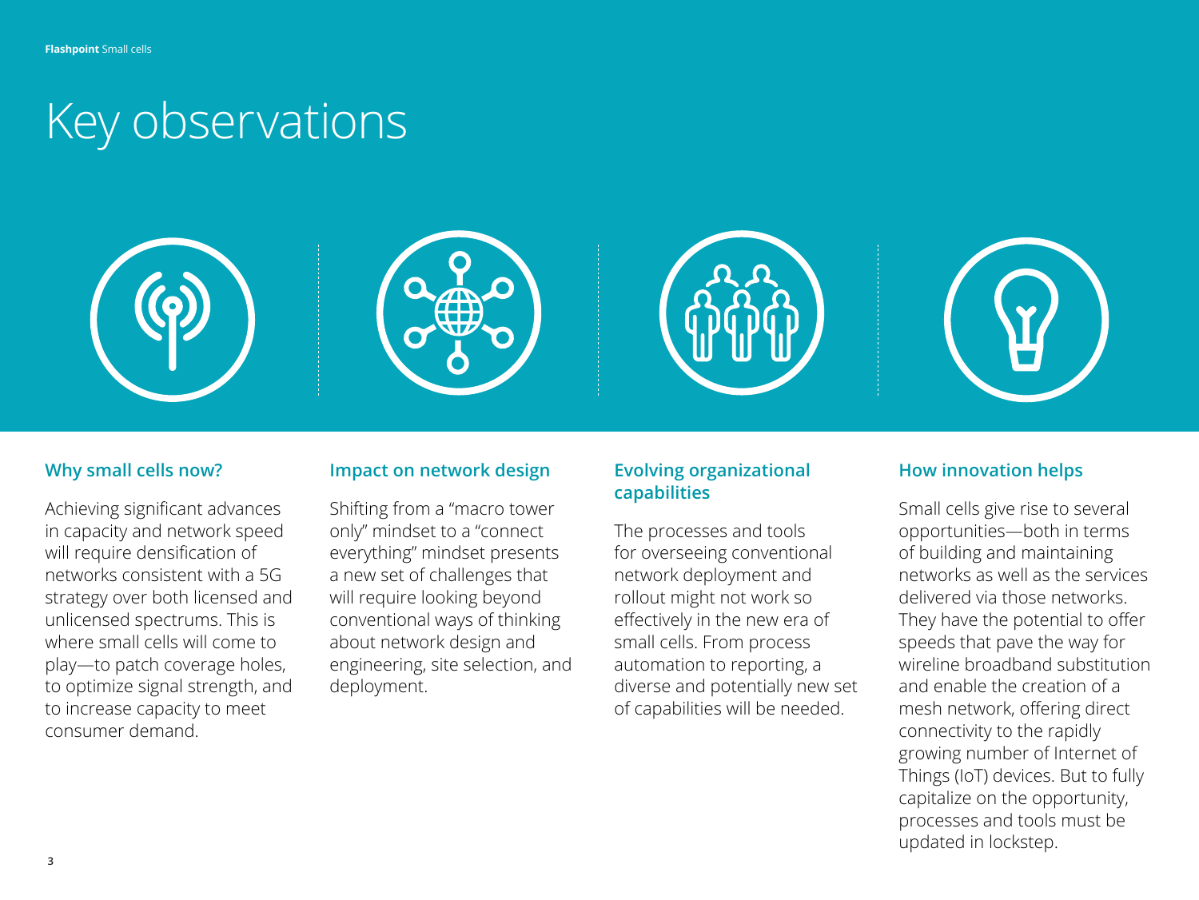# Key observations

### Why small cells now?

Achieving significant advances in capacity and network speed will require densification of networks consistent with a 5G strategy over both licensed and unlicensed spectrums. This is where small cells will come to play—to patch coverage holes, to optimize signal strength, and to increase capacity to meet consumer demand.

### Impact on network design

Shifting from a "macro tower only" mindset to a "connect everything" mindset presents a new set of challenges that will require looking beyond conventional ways of thinking about network design and engineering, site selection, and deployment.

### Evolving organizational capabilities

The processes and tools for overseeing conventional network deployment and rollout might not work so effectively in the new era of small cells. From process automation to reporting, a diverse and potentially new set of capabilities will be needed.

### How innovation helps

Small cells give rise to several opportunities—both in terms of building and maintaining networks as well as the services delivered via those networks. They have the potential to offer speeds that pave the way for wireline broadband substitution and enable the creation of a mesh network, offering direct connectivity to the rapidly growing number of Internet of Things (IoT) devices. But to fully capitalize on the opportunity, processes and tools must be updated in lockstep.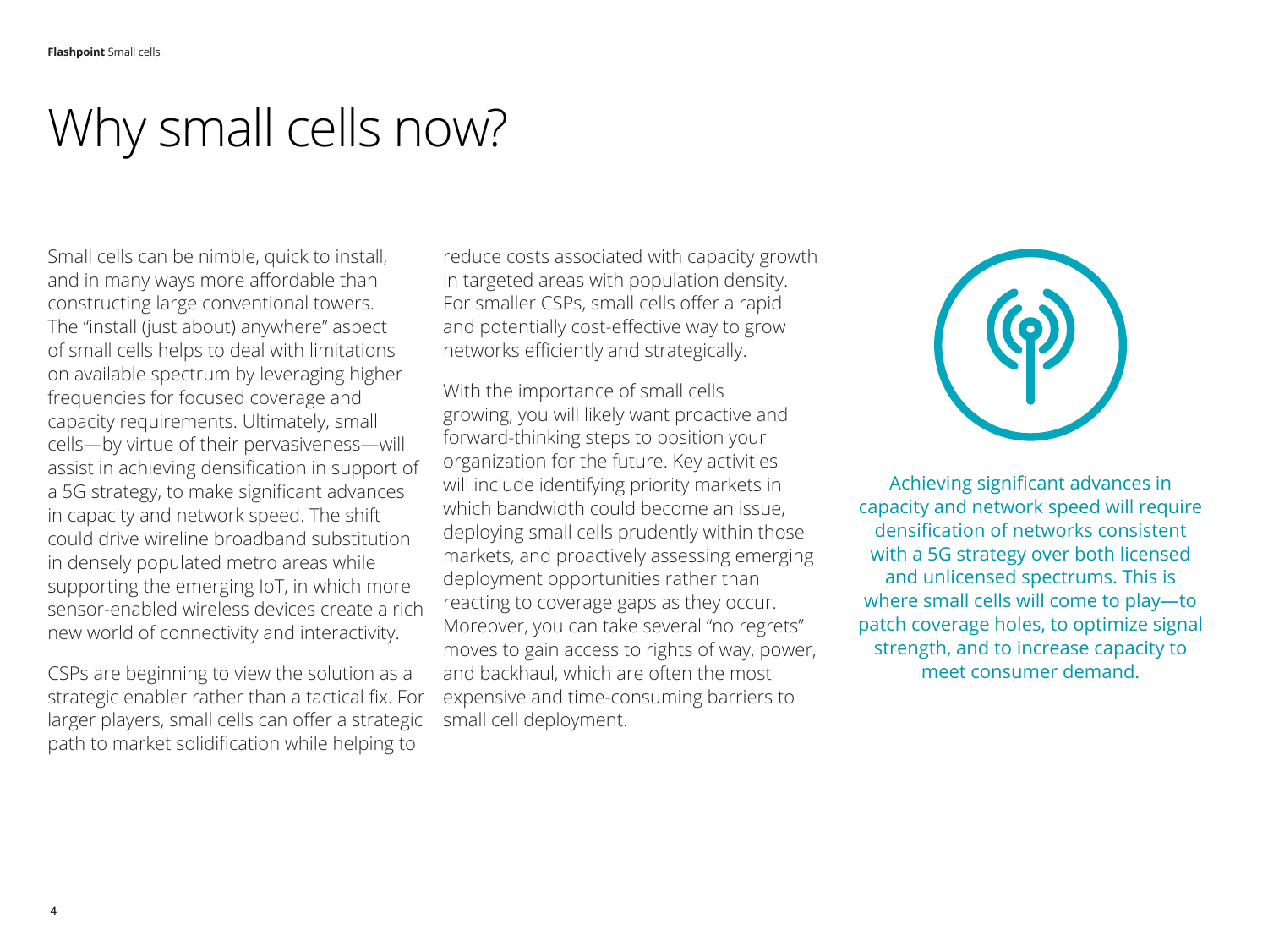# Why small cells now?

Small cells can be nimble, quick to install, and in many ways more affordable than constructing large conventional towers. The "install (just about) anywhere" aspect of small cells helps to deal with limitations on available spectrum by leveraging higher frequencies for focused coverage and capacity requirements. Ultimately, small cells—by virtue of their pervasiveness—will assist in achieving densification in support of a 5G strategy, to make significant advances in capacity and network speed. The shift could drive wireline broadband substitution in densely populated metro areas while supporting the emerging IoT, in which more sensor-enabled wireless devices create a rich new world of connectivity and interactivity.

CSPs are beginning to view the solution as a strategic enabler rather than a tactical fix. For larger players, small cells can offer a strategic path to market solidification while helping to reduce costs associated with capacity growth in targeted areas with population density. For smaller CSPs, small cells offer a rapid and potentially cost-effective way to grow networks efficiently and strategically.

With the importance of small cells growing, you will likely want proactive and forward-thinking steps to position your organization for the future. Key activities will include identifying priority markets in which bandwidth could become an issue, deploying small cells prudently within those markets, and proactively assessing emerging deployment opportunities rather than reacting to coverage gaps as they occur. Moreover, you can take several "no regrets" moves to gain access to rights of way, power, and backhaul, which are often the most expensive and time-consuming barriers to small cell deployment.

Achieving significant advances in capacity and network speed will require densification of networks consistent with a 5G strategy over both licensed and unlicensed spectrums. This is where small cells will come to play—to patch coverage holes, to optimize signal strength, and to increase capacity to meet consumer demand.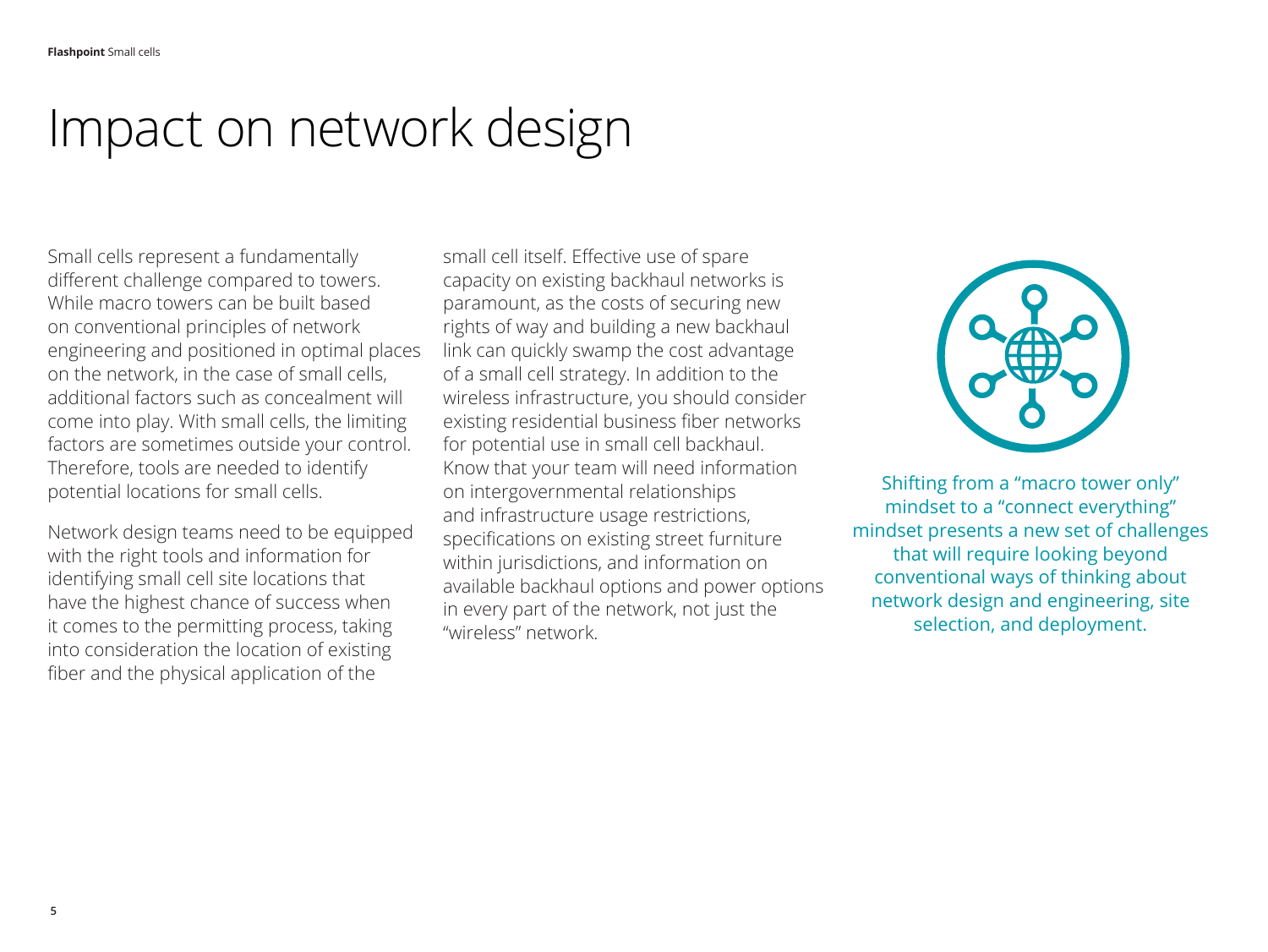# Impact on network design

Small cells represent a fundamentally different challenge compared to towers. While macro towers can be built based on conventional principles of network engineering and positioned in optimal places on the network, in the case of small cells, additional factors such as concealment will come into play. With small cells, the limiting factors are sometimes outside your control. Therefore, tools are needed to identify potential locations for small cells.

Network design teams need to be equipped with the right tools and information for identifying small cell site locations that have the highest chance of success when it comes to the permitting process, taking into consideration the location of existing fiber and the physical application of the small cell itself. Effective use of spare capacity on existing backhaul networks is paramount, as the costs of securing new rights of way and building a new backhaul link can quickly swamp the cost advantage of a small cell strategy. In addition to the wireless infrastructure, you should consider existing residential business fiber networks for potential use in small cell backhaul. Know that your team will need information on intergovernmental relationships and infrastructure usage restrictions, specifications on existing street furniture within jurisdictions, and information on available backhaul options and power options in every part of the network, not just the "wireless" network.

Shifting from a "macro tower only" mindset to a "connect everything" mindset presents a new set of challenges that will require looking beyond conventional ways of thinking about network design and engineering, site selection, and deployment.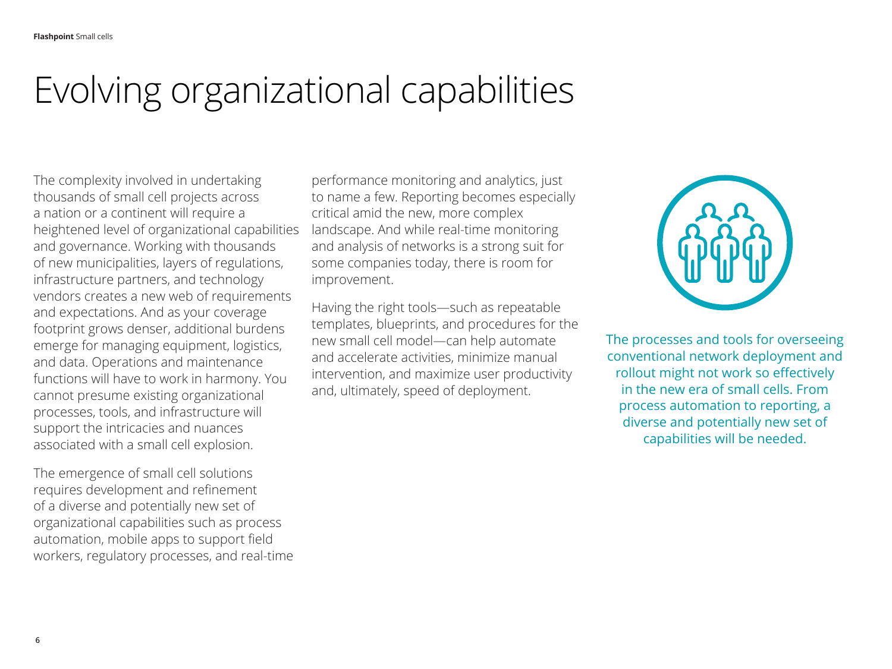# Evolving organizational capabilities

The complexity involved in undertaking thousands of small cell projects across a nation or a continent will require a heightened level of organizational capabilities and governance. Working with thousands of new municipalities, layers of regulations, infrastructure partners, and technology vendors creates a new web of requirements and expectations. And as your coverage footprint grows denser, additional burdens emerge for managing equipment, logistics, and data. Operations and maintenance functions will have to work in harmony. You cannot presume existing organizational processes, tools, and infrastructure will support the intricacies and nuances associated with a small cell explosion.

The emergence of small cell solutions requires development and refinement of a diverse and potentially new set of organizational capabilities such as process automation, mobile apps to support field workers, regulatory processes, and real-time performance monitoring and analytics, just to name a few. Reporting becomes especially critical amid the new, more complex landscape. And while real-time monitoring and analysis of networks is a strong suit for some companies today, there is room for improvement.

Having the right tools—such as repeatable templates, blueprints, and procedures for the new small cell model—can help automate and accelerate activities, minimize manual intervention, and maximize user productivity and, ultimately, speed of deployment.

The processes and tools for overseeing conventional network deployment and rollout might not work so effectively in the new era of small cells. From process automation to reporting, a diverse and potentially new set of capabilities will be needed.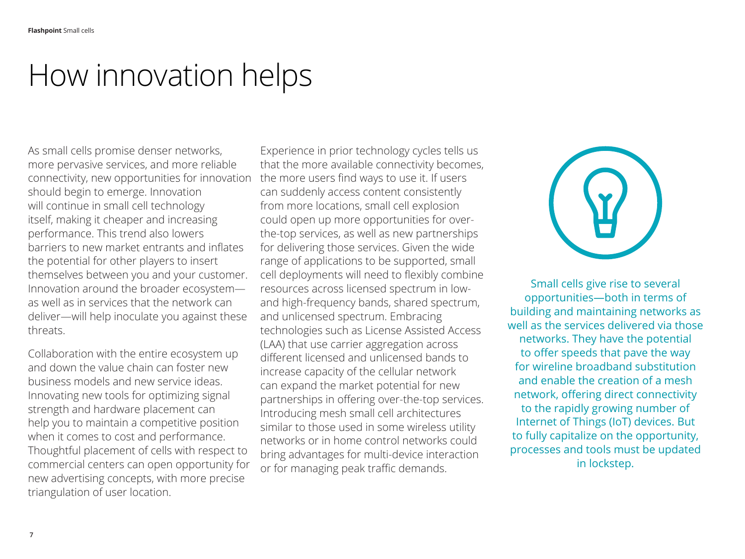# How innovation helps

As small cells promise denser networks, more pervasive services, and more reliable connectivity, new opportunities for innovation should begin to emerge. Innovation will continue in small cell technology itself, making it cheaper and increasing performance. This trend also lowers barriers to new market entrants and inflates the potential for other players to insert themselves between you and your customer. Innovation around the broader ecosystem—as well as in services that the network can deliver—will help inoculate you against these threats.

Collaboration with the entire ecosystem up and down the value chain can foster new business models and new service ideas. Innovating new tools for optimizing signal strength and hardware placement can help you to maintain a competitive position when it comes to cost and performance. Thoughtful placement of cells with respect to commercial centers can open opportunity for new advertising concepts, with more precise triangulation of user location.

Experience in prior technology cycles tells us that the more available connectivity becomes, the more users find ways to use it. If users can suddenly access content consistently from more locations, small cell explosion could open up more opportunities for over-the-top services, as well as new partnerships for delivering those services. Given the wide range of applications to be supported, small cell deployments will need to flexibly combine resources across licensed spectrum in low- and high-frequency bands, shared spectrum, and unlicensed spectrum. Embracing technologies such as License Assisted Access (LAA) that use carrier aggregation across different licensed and unlicensed bands to increase capacity of the cellular network can expand the market potential for new partnerships in offering over-the-top services. Introducing mesh small cell architectures similar to those used in some wireless utility networks or in home control networks could bring advantages for multi-device interaction or for managing peak traffic demands.

Small cells give rise to several opportunities—both in terms of building and maintaining networks as well as the services delivered via those networks. They have the potential to offer speeds that pave the way for wireline broadband substitution and enable the creation of a mesh network, offering direct connectivity to the rapidly growing number of Internet of Things (IoT) devices. But to fully capitalize on the opportunity, processes and tools must be updated in lockstep.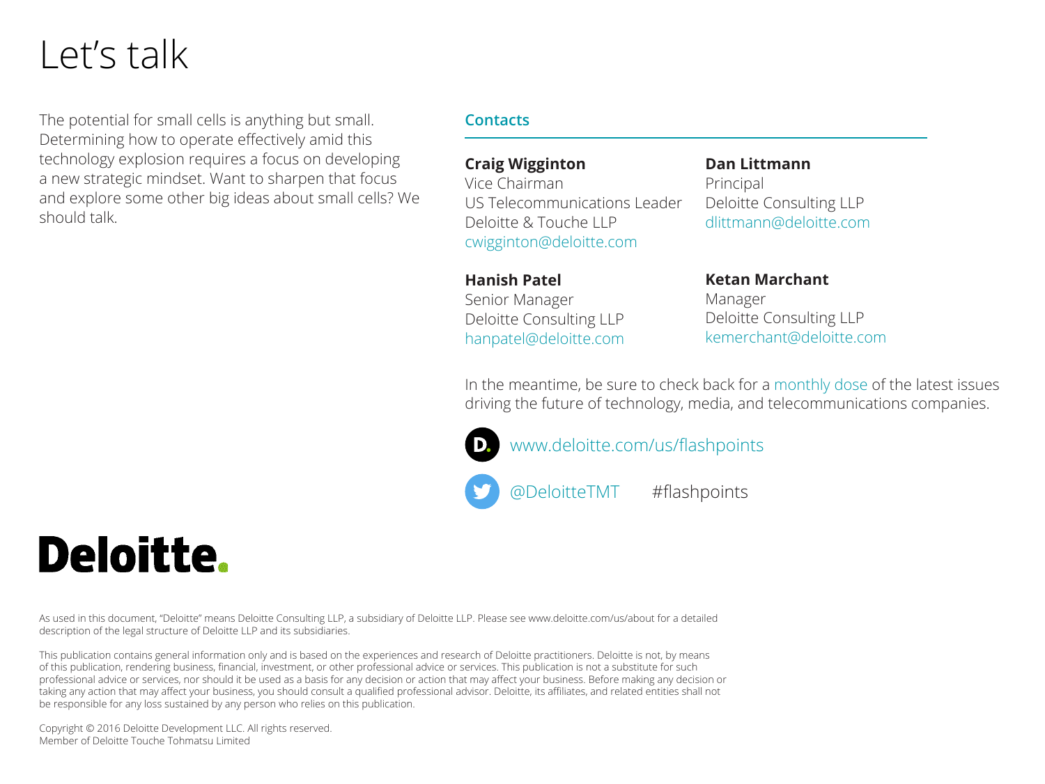# Let's talk

The potential for small cells is anything but small. Determining how to operate effectively amid this technology explosion requires a focus on developing a new strategic mindset. Want to sharpen that focus and explore some other big ideas about small cells? We should talk.

## Contacts

**Craig Wigginton**
Vice Chairman
US Telecommunications Leader
Deloitte & Touche LLP
cwigginton@deloitte.com

**Dan Littmann**
Principal
Deloitte Consulting LLP
dlittmann@deloitte.com

**Hanish Patel**
Senior Manager
Deloitte Consulting LLP
hanpatel@deloitte.com

**Ketan Marchant**
Manager
Deloitte Consulting LLP
kemerchant@deloitte.com

In the meantime, be sure to check back for a monthly dose of the latest issues driving the future of technology, media, and telecommunications companies.

www.deloitte.com/us/flashpoints

@DeloitteTMT #flashpoints

**Deloitte.**

As used in this document, "Deloitte" means Deloitte Consulting LLP, a subsidiary of Deloitte LLP. Please see www.deloitte.com/us/about for a detailed description of the legal structure of Deloitte LLP and its subsidiaries.

This publication contains general information only and is based on the experiences and research of Deloitte practitioners. Deloitte is not, by means of this publication, rendering business, financial, investment, or other professional advice or services. This publication is not a substitute for such professional advice or services, nor should it be used as a basis for any decision or action that may affect your business. Before making any decision or taking any action that may affect your business, you should consult a qualified professional advisor. Deloitte, its affiliates, and related entities shall not be responsible for any loss sustained by any person who relies on this publication.

Copyright © 2016 Deloitte Development LLC. All rights reserved.
Member of Deloitte Touche Tohmatsu Limited